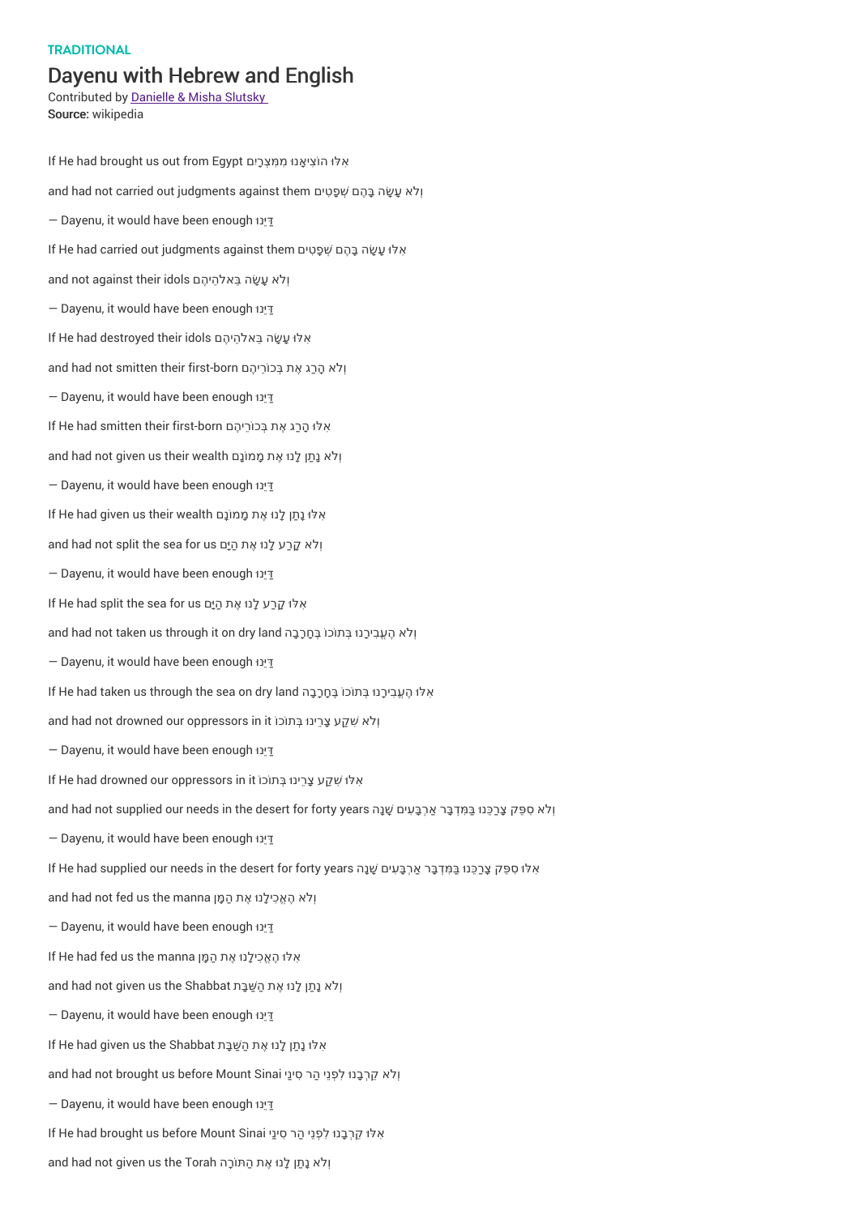TRADITIONAL

# Dayenu with Hebrew and English

Contributed by [Danielle & Misha Slutsky](#)
**Source:** wikipedia

If He had brought us out from Egypt אִלּוּ הוֹצִיאָנוּ מִמִּצְרַיִם

and had not carried out judgments against them וְלֹא עָשָׂה בָהֶם שְׁפָטִים

— Dayenu, it would have been enough דַּיֵּנוּ

If He had carried out judgments against them אִלּוּ עָשָׂה בָהֶם שְׁפָטִים

and not against their idols וְלֹא עָשָׂה בֵּאלהֵיהֶם

— Dayenu, it would have been enough דַּיֵּנוּ

If He had destroyed their idols אִלּוּ עָשָׂה בֵּאלהֵיהֶם

and had not smitten their first-born וְלֹא הָרַג אֶת בְּכוֹרֵיהֶם

— Dayenu, it would have been enough דַּיֵּנוּ

If He had smitten their first-born אִלּוּ הָרַג אֶת בְּכוֹרֵיהֶם

and had not given us their wealth וְלֹא נָתַן לָנוּ אֶת מָמוֹנָם

— Dayenu, it would have been enough דַּיֵּנוּ

If He had given us their wealth אִלּוּ נָתַן לָנוּ אֶת מָמוֹנָם

and had not split the sea for us וְלֹא קָרַע לָנוּ אֶת הַיָּם

— Dayenu, it would have been enough דַּיֵּנוּ

If He had split the sea for us אִלּוּ קָרַע לָנוּ אֶת הַיָּם

and had not taken us through it on dry land וְלֹא הֶעֱבִירָנוּ בְּתוֹכוֹ בֶּחָרָבָה

— Dayenu, it would have been enough דַּיֵּנוּ

If He had taken us through the sea on dry land אִלּוּ הֶעֱבִירָנוּ בְּתוֹכוֹ בֶּחָרָבָה

and had not drowned our oppressors in it וְלֹא שִׁקַּע צָרֵינוּ בְּתוֹכוֹ

— Dayenu, it would have been enough דַּיֵּנוּ

If He had drowned our oppressors in it אִלּוּ שִׁקַּע צָרֵינוּ בְּתוֹכוֹ

and had not supplied our needs in the desert for forty years וְלֹא סִפֵּק צָרְכֵּנוּ בַּמִּדְבָּר אַרְבָּעִים שָׁנָה

— Dayenu, it would have been enough דַּיֵּנוּ

If He had supplied our needs in the desert for forty years אִלּוּ סִפֵּק צָרְכֵּנוּ בַּמִּדְבָּר אַרְבָּעִים שָׁנָה

and had not fed us the manna וְלֹא הֶאֱכִילָנוּ אֶת הַמָּן

— Dayenu, it would have been enough דַּיֵּנוּ

If He had fed us the manna אִלּוּ הֶאֱכִילָנוּ אֶת הַמָּן

and had not given us the Shabbat וְלֹא נָתַן לָנוּ אֶת הַשַּׁבָּת

— Dayenu, it would have been enough דַּיֵּנוּ

If He had given us the Shabbat אִלּוּ נָתַן לָנוּ אֶת הַשַּׁבָּת

and had not brought us before Mount Sinai וְלֹא קֵרְבָנוּ לִפְנֵי הַר סִינַי

— Dayenu, it would have been enough דַּיֵּנוּ

If He had brought us before Mount Sinai אִלּוּ קֵרְבָנוּ לִפְנֵי הַר סִינַי

and had not given us the Torah וְלֹא נָתַן לָנוּ אֶת הַתּוֹרָה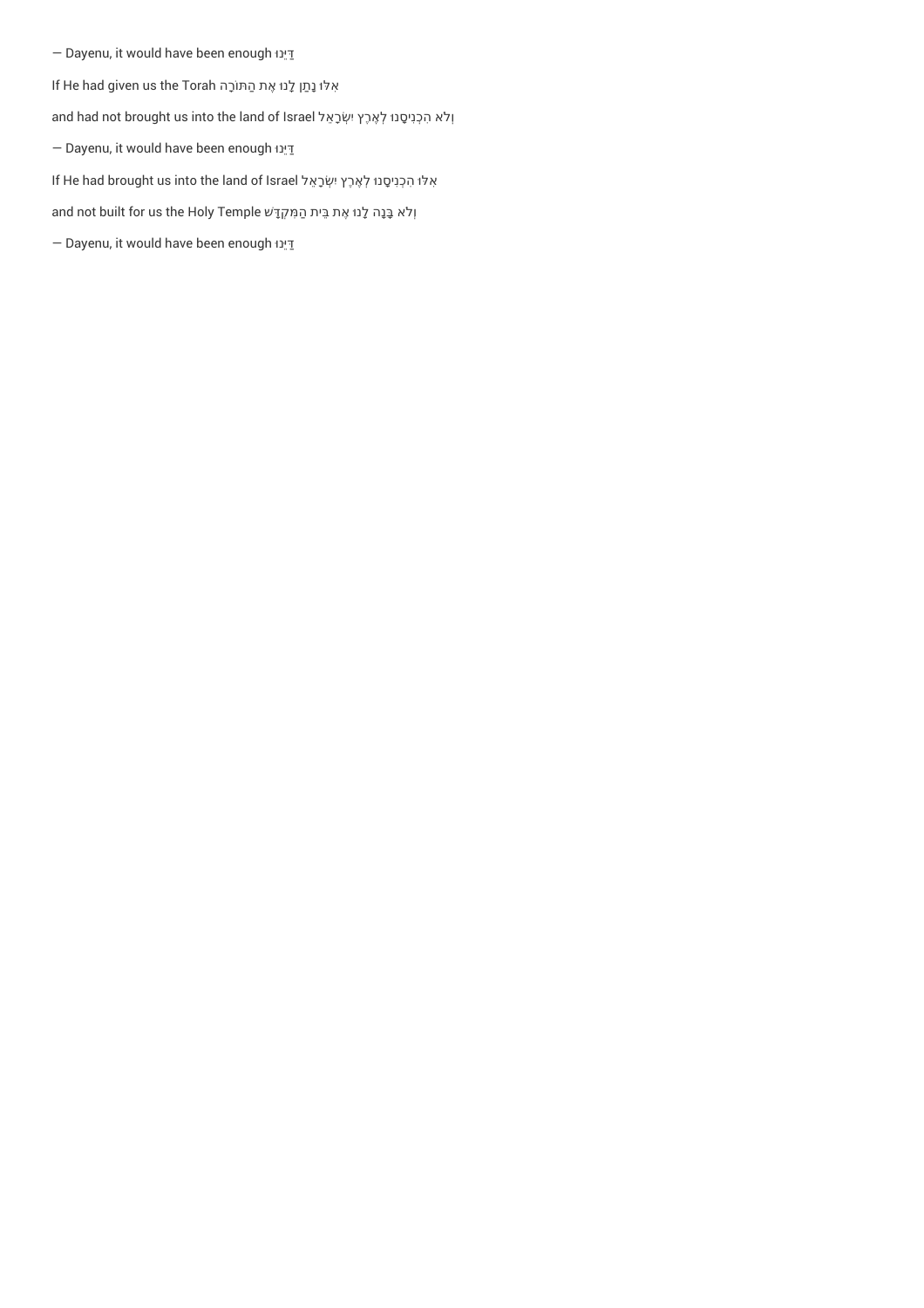— Dayenu, it would have been enough דַּיֵּנוּ

If He had given us the Torah אִלּוּ נָתַן לָנוּ אֶת הַתּוֹרָה

and had not brought us into the land of Israel וְלֹא הִכְנִיסָנוּ לְאֶרֶץ יִשְׂרָאֵל

— Dayenu, it would have been enough דַּיֵּנוּ

If He had brought us into the land of Israel אִלּוּ הִכְנִיסָנוּ לְאֶרֶץ יִשְׂרָאֵל

and not built for us the Holy Temple וְלֹא בָּנָה לָנוּ אֶת בֵּית הַמִּקְדָּשׁ

— Dayenu, it would have been enough דַּיֵּנוּ